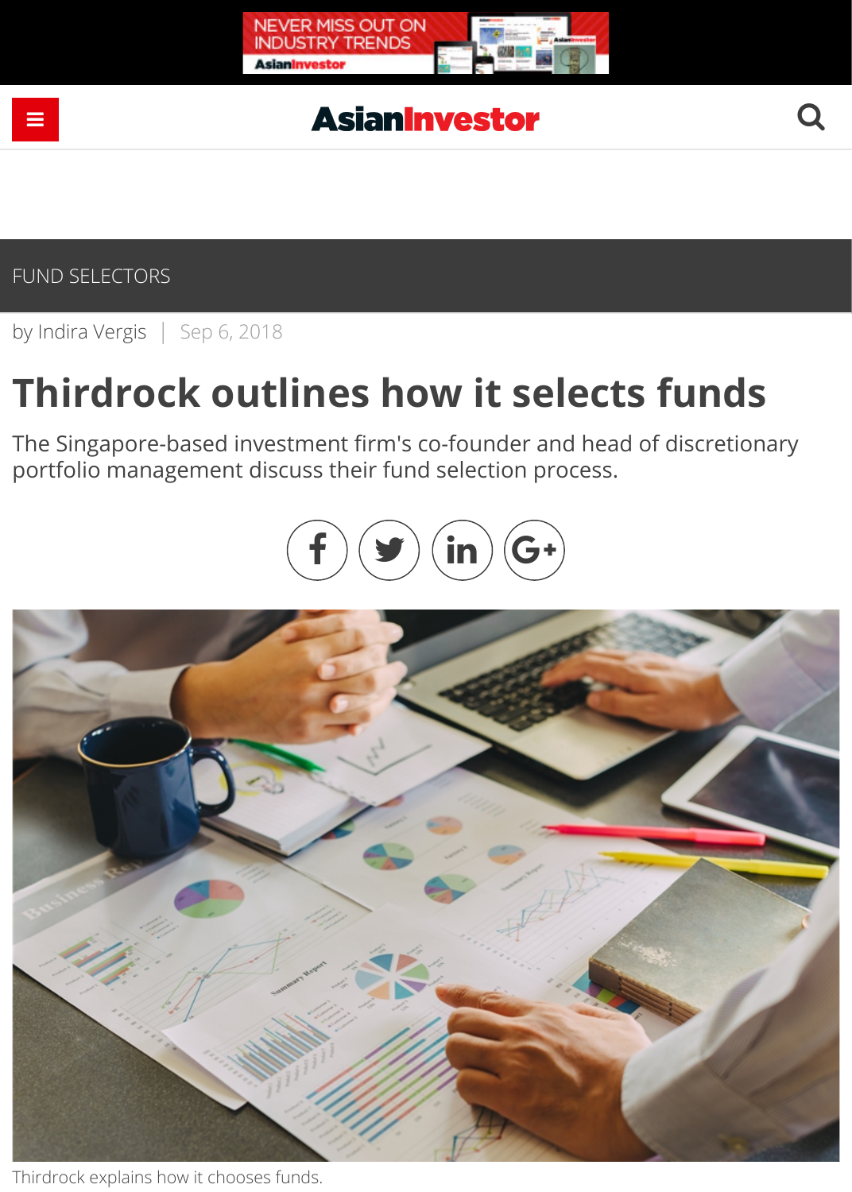FUND SELECTORS

by Indira Vergis | Sep 6, 2018

# Thirdrock outlines how it selects funds

The Singapore-based investment firm's co-founder and head of discretionary portfolio management discuss their fund selection process.

Thirdrock explains how it chooses funds.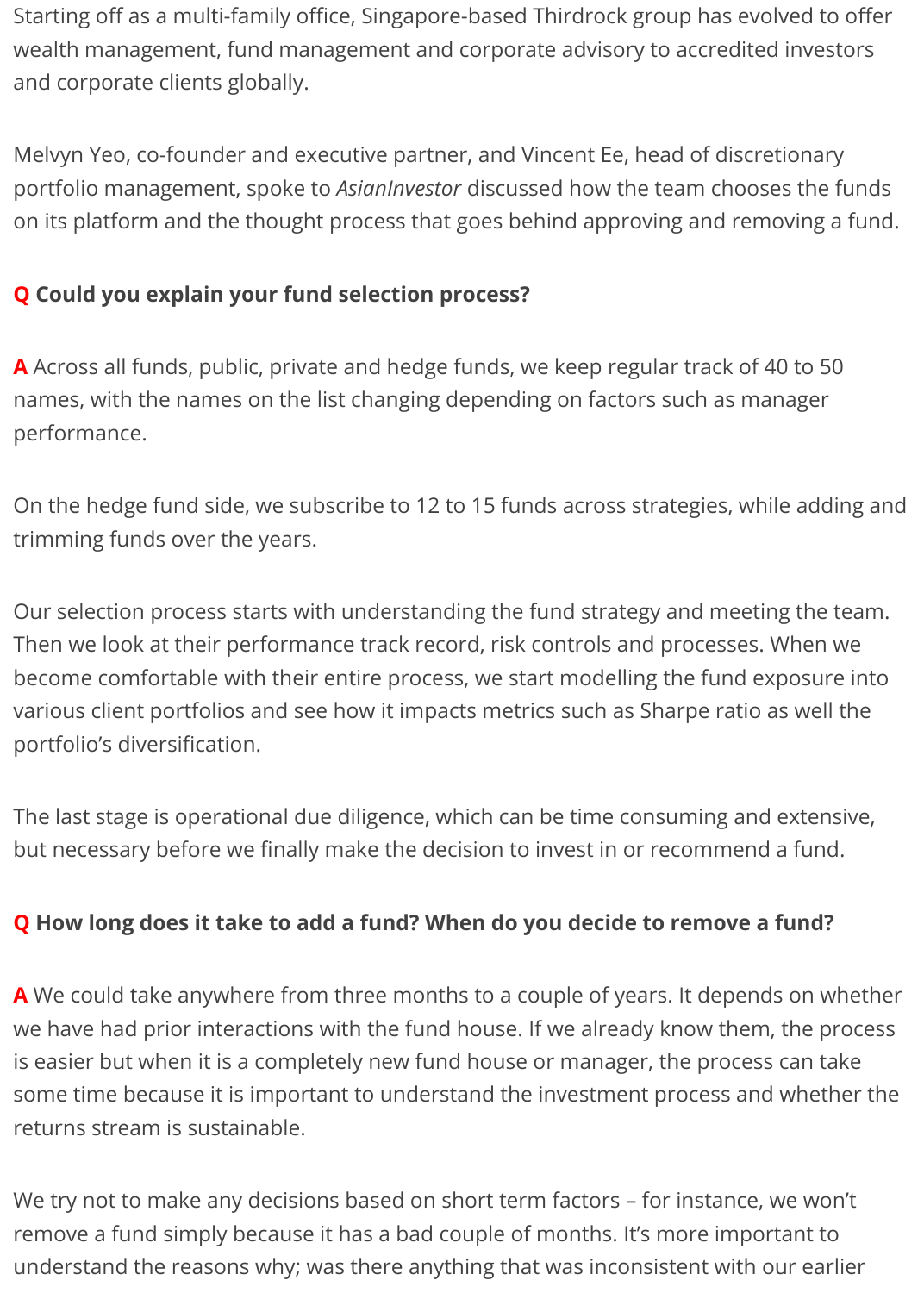Starting off as a multi-family office, Singapore-based Thirdrock group has evolved to offer wealth management, fund management and corporate advisory to accredited investors and corporate clients globally.

Melvyn Yeo, co-founder and executive partner, and Vincent Ee, head of discretionary portfolio management, spoke to *AsianInvestor* discussed how the team chooses the funds on its platform and the thought process that goes behind approving and removing a fund.

**Q Could you explain your fund selection process?**

**A** Across all funds, public, private and hedge funds, we keep regular track of 40 to 50 names, with the names on the list changing depending on factors such as manager performance.

On the hedge fund side, we subscribe to 12 to 15 funds across strategies, while adding and trimming funds over the years.

Our selection process starts with understanding the fund strategy and meeting the team. Then we look at their performance track record, risk controls and processes. When we become comfortable with their entire process, we start modelling the fund exposure into various client portfolios and see how it impacts metrics such as Sharpe ratio as well the portfolio's diversification.

The last stage is operational due diligence, which can be time consuming and extensive, but necessary before we finally make the decision to invest in or recommend a fund.

**Q How long does it take to add a fund? When do you decide to remove a fund?**

**A** We could take anywhere from three months to a couple of years. It depends on whether we have had prior interactions with the fund house. If we already know them, the process is easier but when it is a completely new fund house or manager, the process can take some time because it is important to understand the investment process and whether the returns stream is sustainable.

We try not to make any decisions based on short term factors – for instance, we won't remove a fund simply because it has a bad couple of months. It's more important to understand the reasons why; was there anything that was inconsistent with our earlier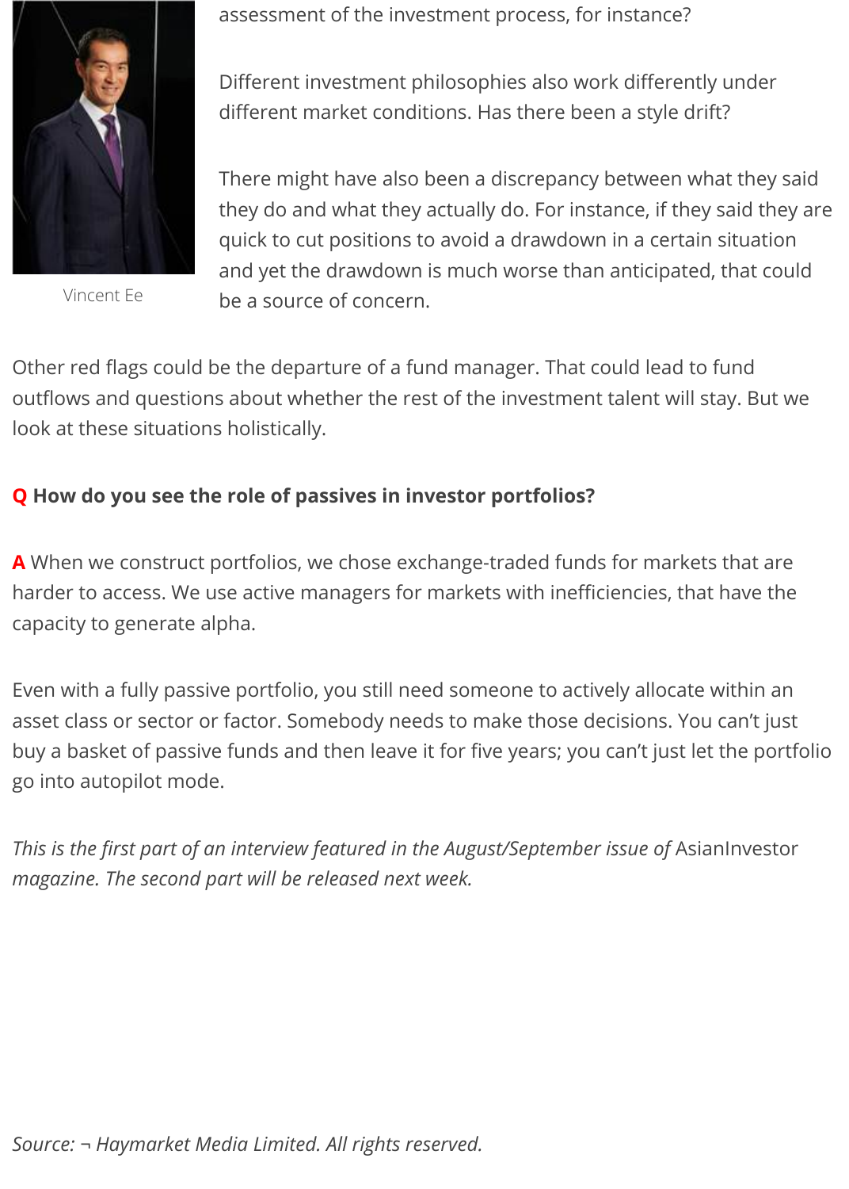assessment of the investment process, for instance?

Different investment philosophies also work differently under different market conditions. Has there been a style drift?

There might have also been a discrepancy between what they said they do and what they actually do. For instance, if they said they are quick to cut positions to avoid a drawdown in a certain situation and yet the drawdown is much worse than anticipated, that could be a source of concern.

Vincent Ee

Other red flags could be the departure of a fund manager. That could lead to fund outflows and questions about whether the rest of the investment talent will stay. But we look at these situations holistically.

**Q How do you see the role of passives in investor portfolios?**

**A** When we construct portfolios, we chose exchange-traded funds for markets that are harder to access. We use active managers for markets with inefficiencies, that have the capacity to generate alpha.

Even with a fully passive portfolio, you still need someone to actively allocate within an asset class or sector or factor. Somebody needs to make those decisions. You can't just buy a basket of passive funds and then leave it for five years; you can't just let the portfolio go into autopilot mode.

*This is the first part of an interview featured in the August/September issue of* AsianInvestor *magazine. The second part will be released next week.*

*Source: ¬ Haymarket Media Limited. All rights reserved.*